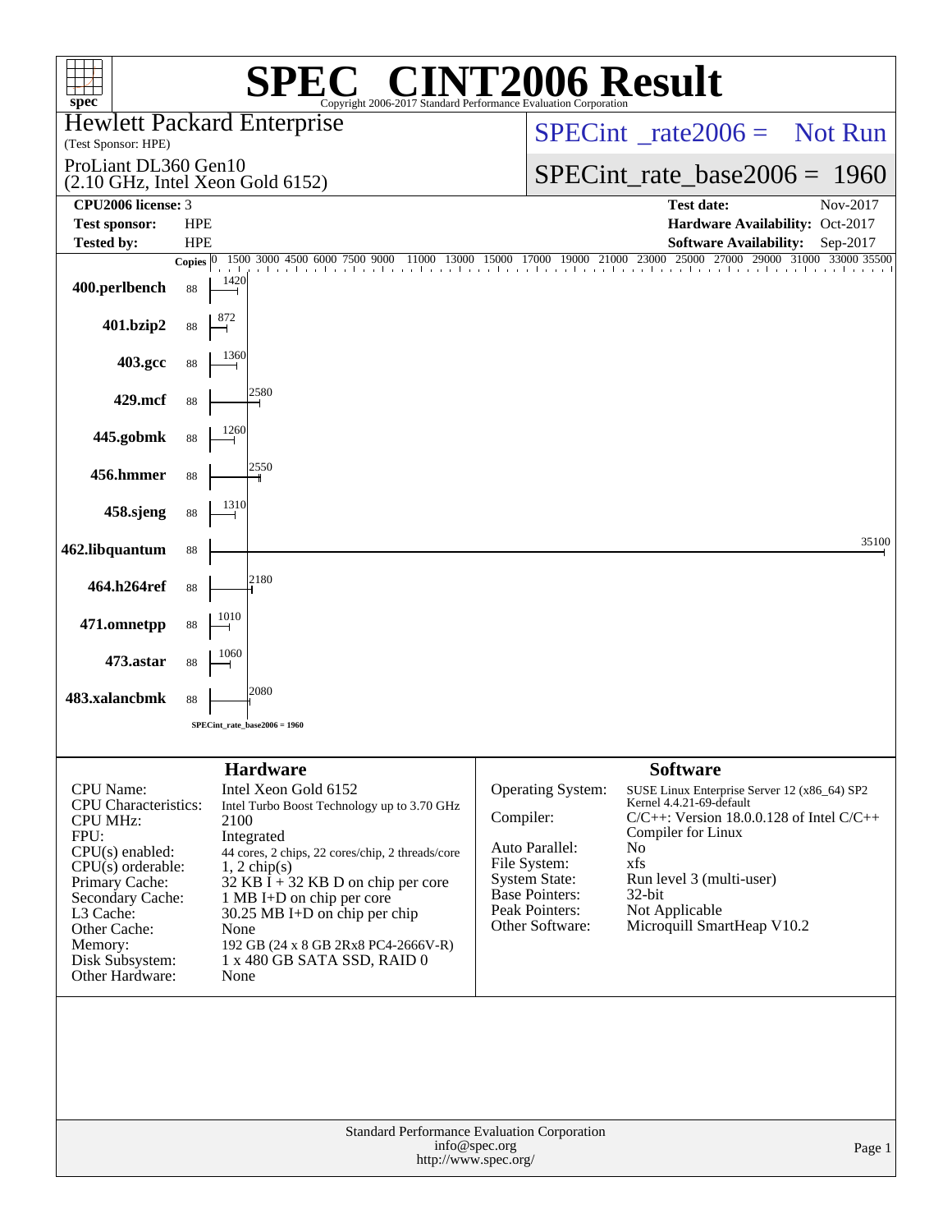# SPEC CINT2006 Result

Copyright 2006-2017 Standard Performance Evaluation Corporation

**Hewlett Packard Enterprise**
(Test Sponsor: HPE)

ProLiant DL360 Gen10
(2.10 GHz, Intel Xeon Gold 6152)

SPECint_rate2006 = Not Run

SPECint_rate_base2006 = 1960

| | | | |
|---|---|---|---|
| **CPU2006 license:** | 3 | **Test date:** | Nov-2017 |
| **Test sponsor:** | HPE | **Hardware Availability:** | Oct-2017 |
| **Tested by:** | HPE | **Software Availability:** | Sep-2017 |

| Benchmark | Copies | Base Ratio |
|---|---|---|
| 400.perlbench | 88 | 1420 |
| 401.bzip2 | 88 | 872 |
| 403.gcc | 88 | 1360 |
| 429.mcf | 88 | 2580 |
| 445.gobmk | 88 | 1260 |
| 456.hmmer | 88 | 2550 |
| 458.sjeng | 88 | 1310 |
| 462.libquantum | 88 | 35100 |
| 464.h264ref | 88 | 2180 |
| 471.omnetpp | 88 | 1010 |
| 473.astar | 88 | 1060 |
| 483.xalancbmk | 88 | 2080 |

SPECint_rate_base2006 = 1960

## Hardware

| | |
|---|---|
| CPU Name: | Intel Xeon Gold 6152 |
| CPU Characteristics: | Intel Turbo Boost Technology up to 3.70 GHz |
| CPU MHz: | 2100 |
| FPU: | Integrated |
| CPU(s) enabled: | 44 cores, 2 chips, 22 cores/chip, 2 threads/core |
| CPU(s) orderable: | 1, 2 chip(s) |
| Primary Cache: | 32 KB I + 32 KB D on chip per core |
| Secondary Cache: | 1 MB I+D on chip per core |
| L3 Cache: | 30.25 MB I+D on chip per chip |
| Other Cache: | None |
| Memory: | 192 GB (24 x 8 GB 2Rx8 PC4-2666V-R) |
| Disk Subsystem: | 1 x 480 GB SATA SSD, RAID 0 |
| Other Hardware: | None |

## Software

| | |
|---|---|
| Operating System: | SUSE Linux Enterprise Server 12 (x86_64) SP2 Kernel 4.4.21-69-default |
| Compiler: | C/C++: Version 18.0.0.128 of Intel C/C++ Compiler for Linux |
| Auto Parallel: | No |
| File System: | xfs |
| System State: | Run level 3 (multi-user) |
| Base Pointers: | 32-bit |
| Peak Pointers: | Not Applicable |
| Other Software: | Microquill SmartHeap V10.2 |

Standard Performance Evaluation Corporation
info@spec.org
http://www.spec.org/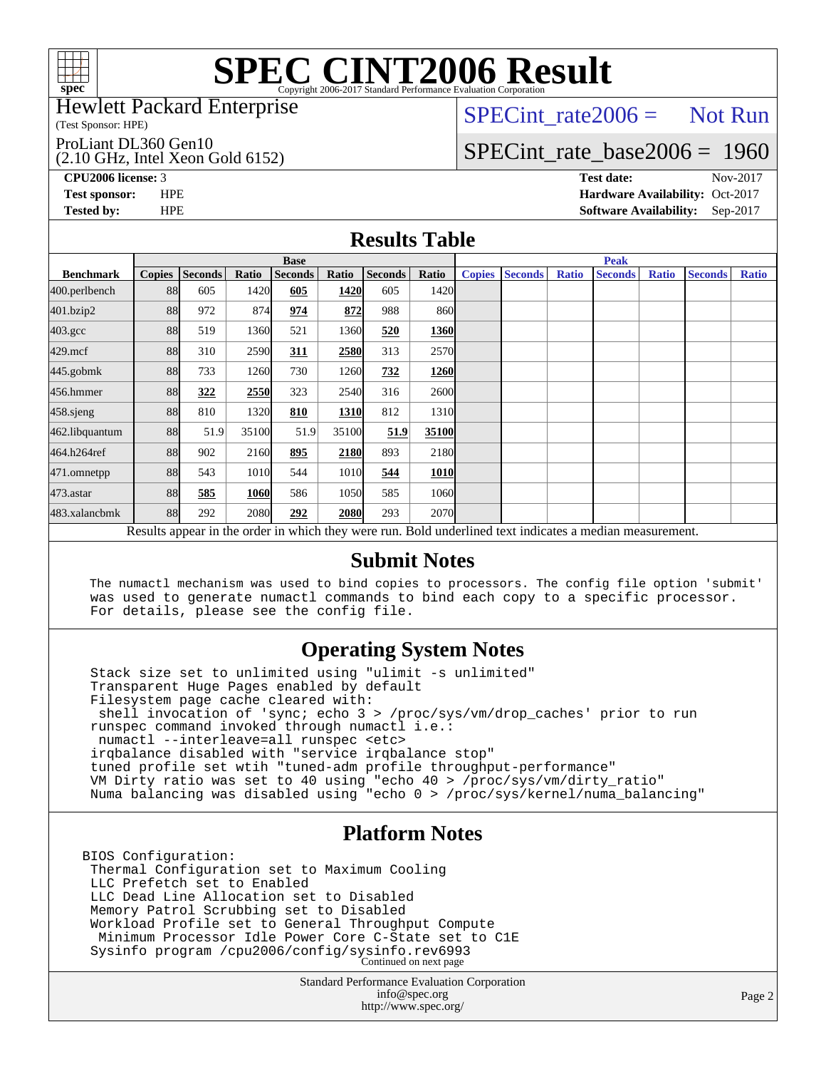# SPEC CINT2006 Result

Copyright 2006-2017 Standard Performance Evaluation Corporation

Hewlett Packard Enterprise
(Test Sponsor: HPE)

ProLiant DL360 Gen10
(2.10 GHz, Intel Xeon Gold 6152)

SPECint_rate2006 = Not Run

SPECint_rate_base2006 = 1960

**CPU2006 license:** 3
**Test sponsor:** HPE
**Tested by:** HPE

**Test date:** Nov-2017
**Hardware Availability:** Oct-2017
**Software Availability:** Sep-2017

## Results Table

| Benchmark | Base | | | | | | | Peak | | | | | | |
|---|---|---|---|---|---|---|---|---|---|---|---|---|---|---|
| | Copies | Seconds | Ratio | Seconds | Ratio | Seconds | Ratio | Copies | Seconds | Ratio | Seconds | Ratio | Seconds | Ratio |
| 400.perlbench | 88 | 605 | 1420 | **605** | **1420** | 605 | 1420 | | | | | | | |
| 401.bzip2 | 88 | 972 | 874 | **974** | **872** | 988 | 860 | | | | | | | |
| 403.gcc | 88 | 519 | 1360 | 521 | 1360 | **520** | **1360** | | | | | | | |
| 429.mcf | 88 | 310 | 2590 | **311** | **2580** | 313 | 2570 | | | | | | | |
| 445.gobmk | 88 | 733 | 1260 | 730 | 1260 | **732** | **1260** | | | | | | | |
| 456.hmmer | 88 | **322** | **2550** | 323 | 2540 | 316 | 2600 | | | | | | | |
| 458.sjeng | 88 | 810 | 1320 | **810** | **1310** | 812 | 1310 | | | | | | | |
| 462.libquantum | 88 | 51.9 | 35100 | 51.9 | 35100 | **51.9** | **35100** | | | | | | | |
| 464.h264ref | 88 | 902 | 2160 | **895** | **2180** | 893 | 2180 | | | | | | | |
| 471.omnetpp | 88 | 543 | 1010 | 544 | 1010 | **544** | **1010** | | | | | | | |
| 473.astar | 88 | **585** | **1060** | 586 | 1050 | 585 | 1060 | | | | | | | |
| 483.xalancbmk | 88 | 292 | 2080 | **292** | **2080** | 293 | 2070 | | | | | | | |

Results appear in the order in which they were run. Bold underlined text indicates a median measurement.

## Submit Notes

```
The numactl mechanism was used to bind copies to processors. The config file option 'submit'
was used to generate numactl commands to bind each copy to a specific processor.
For details, please see the config file.
```

## Operating System Notes

```
Stack size set to unlimited using "ulimit -s unlimited"
Transparent Huge Pages enabled by default
Filesystem page cache cleared with:
 shell invocation of 'sync; echo 3 > /proc/sys/vm/drop_caches' prior to run
runspec command invoked through numactl i.e.:
 numactl --interleave=all runspec <etc>
irqbalance disabled with "service irqbalance stop"
tuned profile set wtih "tuned-adm profile throughput-performance"
VM Dirty ratio was set to 40 using "echo 40 > /proc/sys/vm/dirty_ratio"
Numa balancing was disabled using "echo 0 > /proc/sys/kernel/numa_balancing"
```

## Platform Notes

```
BIOS Configuration:
 Thermal Configuration set to Maximum Cooling
 LLC Prefetch set to Enabled
 LLC Dead Line Allocation set to Disabled
 Memory Patrol Scrubbing set to Disabled
 Workload Profile set to General Throughput Compute
  Minimum Processor Idle Power Core C-State set to C1E
 Sysinfo program /cpu2006/config/sysinfo.rev6993
```

Continued on next page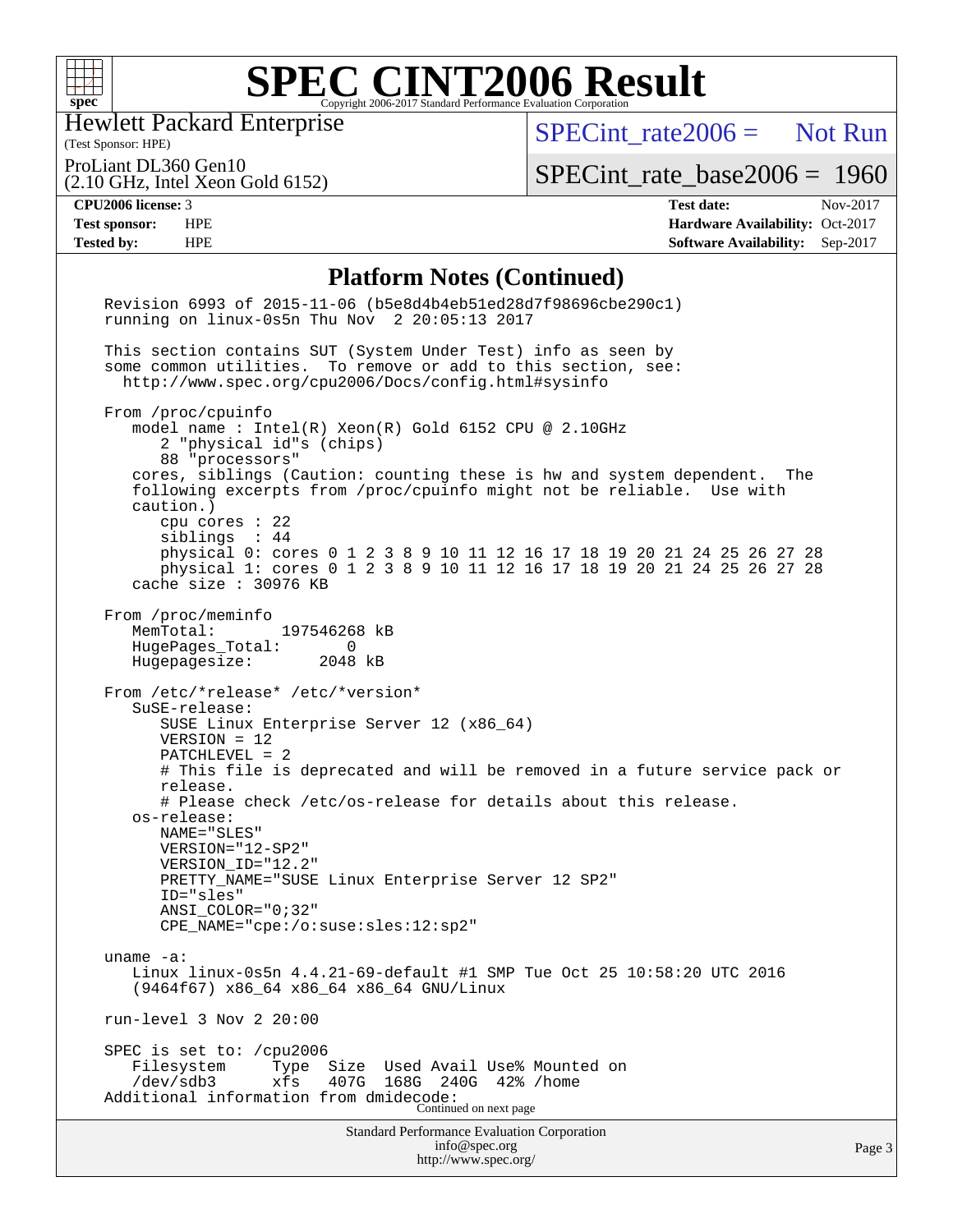# SPEC CINT2006 Result

Hewlett Packard Enterprise
(Test Sponsor: HPE)

ProLiant DL360 Gen10
(2.10 GHz, Intel Xeon Gold 6152)

SPECint_rate2006 = Not Run

SPECint_rate_base2006 = 1960

**CPU2006 license:** 3
**Test sponsor:** HPE
**Tested by:** HPE

**Test date:** Nov-2017
**Hardware Availability:** Oct-2017
**Software Availability:** Sep-2017

## Platform Notes (Continued)

```
Revision 6993 of 2015-11-06 (b5e8d4b4eb51ed28d7f98696cbe290c1)
running on linux-0s5n Thu Nov  2 20:05:13 2017

This section contains SUT (System Under Test) info as seen by
some common utilities.  To remove or add to this section, see:
  http://www.spec.org/cpu2006/Docs/config.html#sysinfo

From /proc/cpuinfo
   model name : Intel(R) Xeon(R) Gold 6152 CPU @ 2.10GHz
      2 "physical id"s (chips)
      88 "processors"
   cores, siblings (Caution: counting these is hw and system dependent.  The
   following excerpts from /proc/cpuinfo might not be reliable.  Use with
   caution.)
      cpu cores : 22
      siblings  : 44
      physical 0: cores 0 1 2 3 8 9 10 11 12 16 17 18 19 20 21 24 25 26 27 28
      physical 1: cores 0 1 2 3 8 9 10 11 12 16 17 18 19 20 21 24 25 26 27 28
   cache size : 30976 KB

From /proc/meminfo
   MemTotal:       197546268 kB
   HugePages_Total:       0
   Hugepagesize:       2048 kB

From /etc/*release* /etc/*version*
   SuSE-release:
      SUSE Linux Enterprise Server 12 (x86_64)
      VERSION = 12
      PATCHLEVEL = 2
      # This file is deprecated and will be removed in a future service pack or
      release.
      # Please check /etc/os-release for details about this release.
   os-release:
      NAME="SLES"
      VERSION="12-SP2"
      VERSION_ID="12.2"
      PRETTY_NAME="SUSE Linux Enterprise Server 12 SP2"
      ID="sles"
      ANSI_COLOR="0;32"
      CPE_NAME="cpe:/o:suse:sles:12:sp2"

uname -a:
   Linux linux-0s5n 4.4.21-69-default #1 SMP Tue Oct 25 10:58:20 UTC 2016
   (9464f67) x86_64 x86_64 x86_64 GNU/Linux

run-level 3 Nov 2 20:00

SPEC is set to: /cpu2006
   Filesystem     Type  Size  Used Avail Use% Mounted on
   /dev/sdb3      xfs   407G  168G  240G  42% /home
Additional information from dmidecode:
```

Continued on next page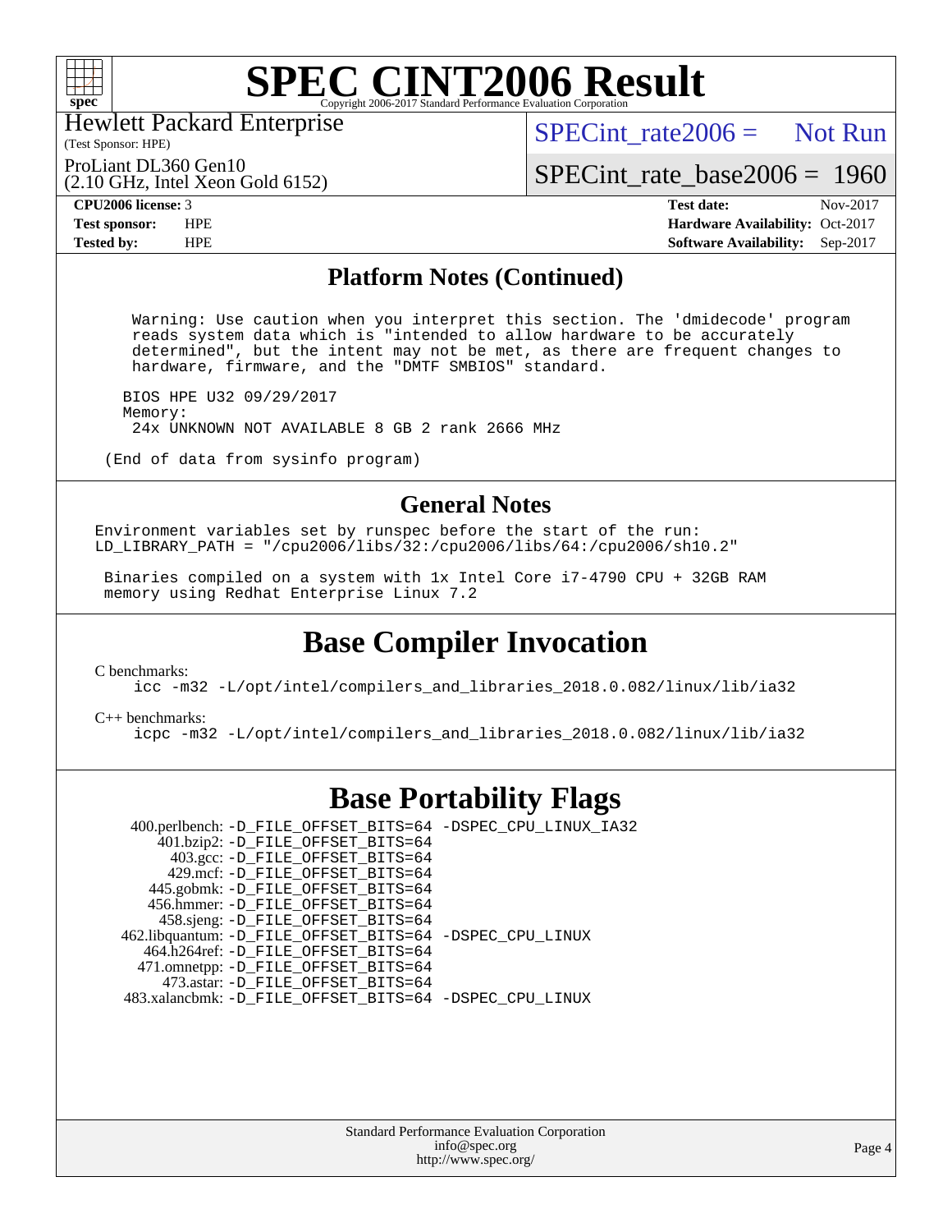# SPEC CINT2006 Result

Hewlett Packard Enterprise
(Test Sponsor: HPE)

ProLiant DL360 Gen10
(2.10 GHz, Intel Xeon Gold 6152)

SPECint_rate2006 = Not Run

SPECint_rate_base2006 = 1960

| | | | |
|---|---|---|---|
| **CPU2006 license:** | 3 | **Test date:** | Nov-2017 |
| **Test sponsor:** | HPE | **Hardware Availability:** | Oct-2017 |
| **Tested by:** | HPE | **Software Availability:** | Sep-2017 |

## Platform Notes (Continued)

```
  Warning: Use caution when you interpret this section. The 'dmidecode' program
  reads system data which is "intended to allow hardware to be accurately
  determined", but the intent may not be met, as there are frequent changes to
  hardware, firmware, and the "DMTF SMBIOS" standard.

 BIOS HPE U32 09/29/2017
 Memory:
  24x UNKNOWN NOT AVAILABLE 8 GB 2 rank 2666 MHz

(End of data from sysinfo program)
```

## General Notes

```
Environment variables set by runspec before the start of the run:
LD_LIBRARY_PATH = "/cpu2006/libs/32:/cpu2006/libs/64:/cpu2006/sh10.2"

 Binaries compiled on a system with 1x Intel Core i7-4790 CPU + 32GB RAM
 memory using Redhat Enterprise Linux 7.2
```

## Base Compiler Invocation

C benchmarks:
```
icc -m32 -L/opt/intel/compilers_and_libraries_2018.0.082/linux/lib/ia32
```

C++ benchmarks:
```
icpc -m32 -L/opt/intel/compilers_and_libraries_2018.0.082/linux/lib/ia32
```

## Base Portability Flags

```
   400.perlbench: -D_FILE_OFFSET_BITS=64 -DSPEC_CPU_LINUX_IA32
       401.bzip2: -D_FILE_OFFSET_BITS=64
         403.gcc: -D_FILE_OFFSET_BITS=64
         429.mcf: -D_FILE_OFFSET_BITS=64
       445.gobmk: -D_FILE_OFFSET_BITS=64
       456.hmmer: -D_FILE_OFFSET_BITS=64
       458.sjeng: -D_FILE_OFFSET_BITS=64
  462.libquantum: -D_FILE_OFFSET_BITS=64 -DSPEC_CPU_LINUX
     464.h264ref: -D_FILE_OFFSET_BITS=64
     471.omnetpp: -D_FILE_OFFSET_BITS=64
       473.astar: -D_FILE_OFFSET_BITS=64
   483.xalancbmk: -D_FILE_OFFSET_BITS=64 -DSPEC_CPU_LINUX
```

Standard Performance Evaluation Corporation
info@spec.org
http://www.spec.org/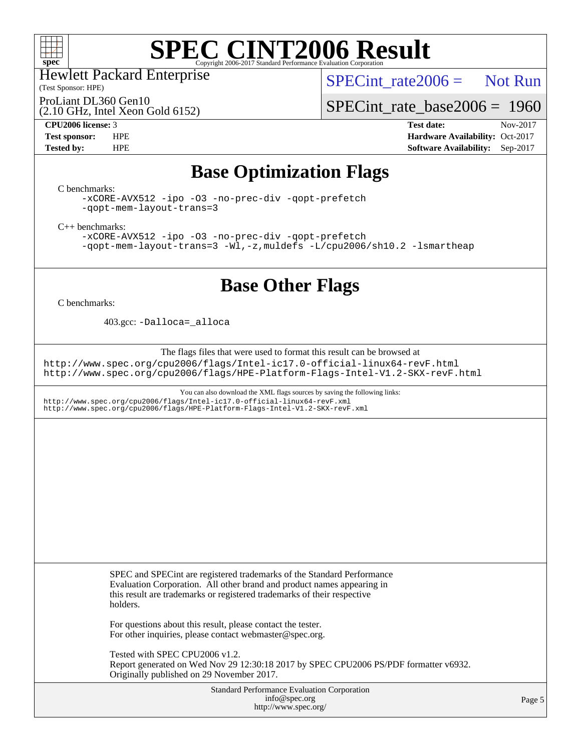# SPEC CINT2006 Result

Copyright 2006-2017 Standard Performance Evaluation Corporation

Hewlett Packard Enterprise
(Test Sponsor: HPE)

ProLiant DL360 Gen10
(2.10 GHz, Intel Xeon Gold 6152)

SPECint_rate2006 = Not Run

SPECint_rate_base2006 = 1960

| | | | |
|---|---|---|---|
| **CPU2006 license:** | 3 | **Test date:** | Nov-2017 |
| **Test sponsor:** | HPE | **Hardware Availability:** | Oct-2017 |
| **Tested by:** | HPE | **Software Availability:** | Sep-2017 |

## Base Optimization Flags

C benchmarks:

```
-xCORE-AVX512 -ipo -O3 -no-prec-div -qopt-prefetch
-qopt-mem-layout-trans=3
```

C++ benchmarks:

```
-xCORE-AVX512 -ipo -O3 -no-prec-div -qopt-prefetch
-qopt-mem-layout-trans=3 -Wl,-z,muldefs -L/cpu2006/sh10.2 -lsmartheap
```

## Base Other Flags

C benchmarks:

403.gcc: `-Dalloca=_alloca`

The flags files that were used to format this result can be browsed at
http://www.spec.org/cpu2006/flags/Intel-ic17.0-official-linux64-revF.html
http://www.spec.org/cpu2006/flags/HPE-Platform-Flags-Intel-V1.2-SKX-revF.html

You can also download the XML flags sources by saving the following links:
http://www.spec.org/cpu2006/flags/Intel-ic17.0-official-linux64-revF.xml
http://www.spec.org/cpu2006/flags/HPE-Platform-Flags-Intel-V1.2-SKX-revF.xml

SPEC and SPECint are registered trademarks of the Standard Performance Evaluation Corporation. All other brand and product names appearing in this result are trademarks or registered trademarks of their respective holders.

For questions about this result, please contact the tester.
For other inquiries, please contact webmaster@spec.org.

Tested with SPEC CPU2006 v1.2.
Report generated on Wed Nov 29 12:30:18 2017 by SPEC CPU2006 PS/PDF formatter v6932.
Originally published on 29 November 2017.

Standard Performance Evaluation Corporation
info@spec.org
http://www.spec.org/